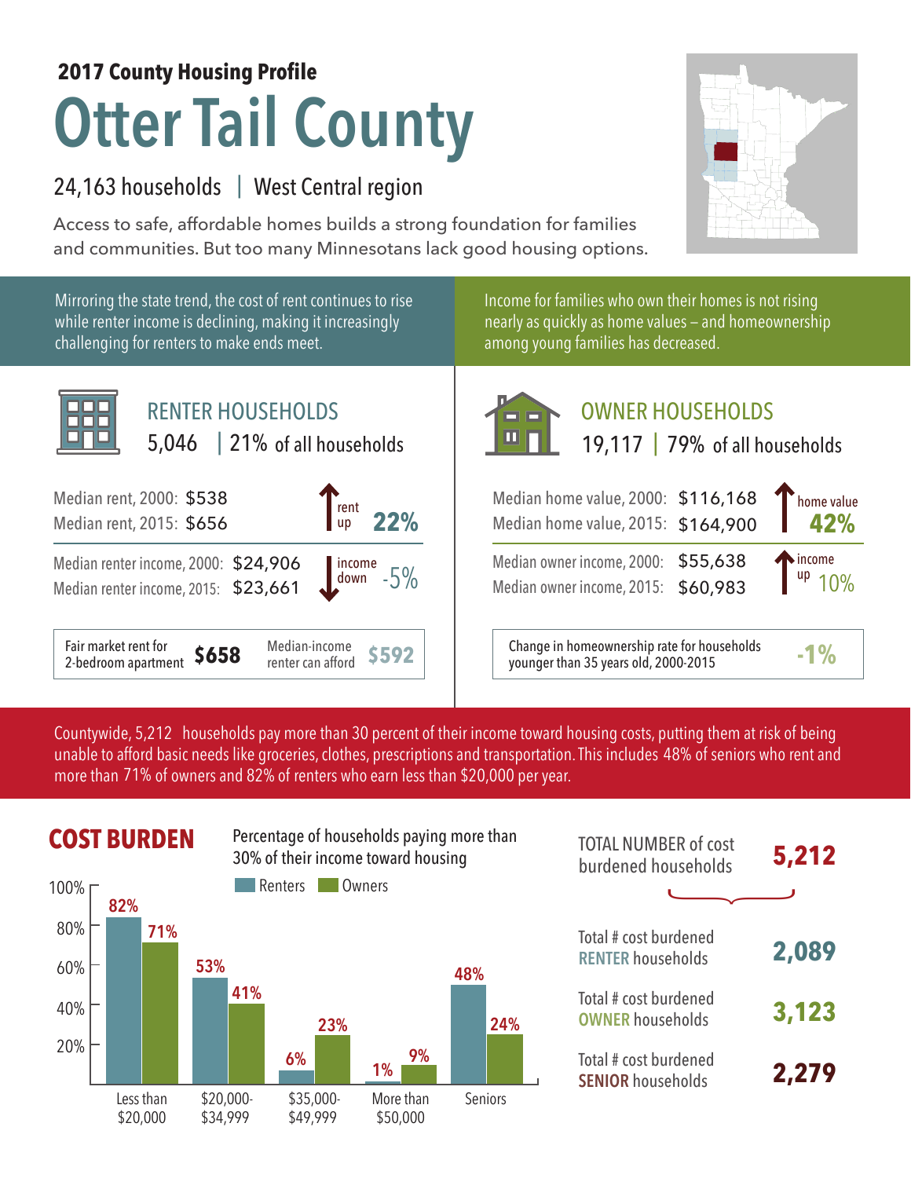**2017 County Housing Profile**

# Otter Tail County

24,163 households | West Central region

Access to safe, affordable homes builds a strong foundation for families and communities. But too many Minnesotans lack good housing options.

Mirroring the state trend, the cost of rent continues to rise while renter income is declining, making it increasingly challenging for renters to make ends meet.

Income for families who own their homes is not rising nearly as quickly as home values – and homeownership among young families has decreased.

## RENTER HOUSEHOLDS

5,046 | 21% of all households

| | | |
|---|---|---|
| Median rent, 2000: | $538 | rent up **22%** |
| Median rent, 2015: | $656 | |
| Median renter income, 2000: | $24,906 | income down -5% |
| Median renter income, 2015: | $23,661 | |

Fair market rent for 2-bedroom apartment **$658** | Median-income renter can afford **$592**

## OWNER HOUSEHOLDS

19,117 | 79% of all households

| | | |
|---|---|---|
| Median home value, 2000: | $116,168 | home value **42%** |
| Median home value, 2015: | $164,900 | |
| Median owner income, 2000: | $55,638 | income up 10% |
| Median owner income, 2015: | $60,983 | |

Change in homeownership rate for households younger than 35 years old, 2000-2015 **-1%**

Countywide, 5,212 households pay more than 30 percent of their income toward housing costs, putting them at risk of being unable to afford basic needs like groceries, clothes, prescriptions and transportation. This includes 48% of seniors who rent and more than 71% of owners and 82% of renters who earn less than $20,000 per year.

## COST BURDEN

Percentage of households paying more than 30% of their income toward housing

| | Renters | Owners |
|---|---|---|
| Less than $20,000 | 82% | 71% |
| $20,000-$34,999 | 53% | 41% |
| $35,000-$49,999 | 6% | 23% |
| More than $50,000 | 1% | 9% |
| Seniors | 48% | 24% |

| | |
|---|---|
| TOTAL NUMBER of cost burdened households | **5,212** |
| Total # cost burdened RENTER households | **2,089** |
| Total # cost burdened OWNER households | **3,123** |
| Total # cost burdened SENIOR households | **2,279** |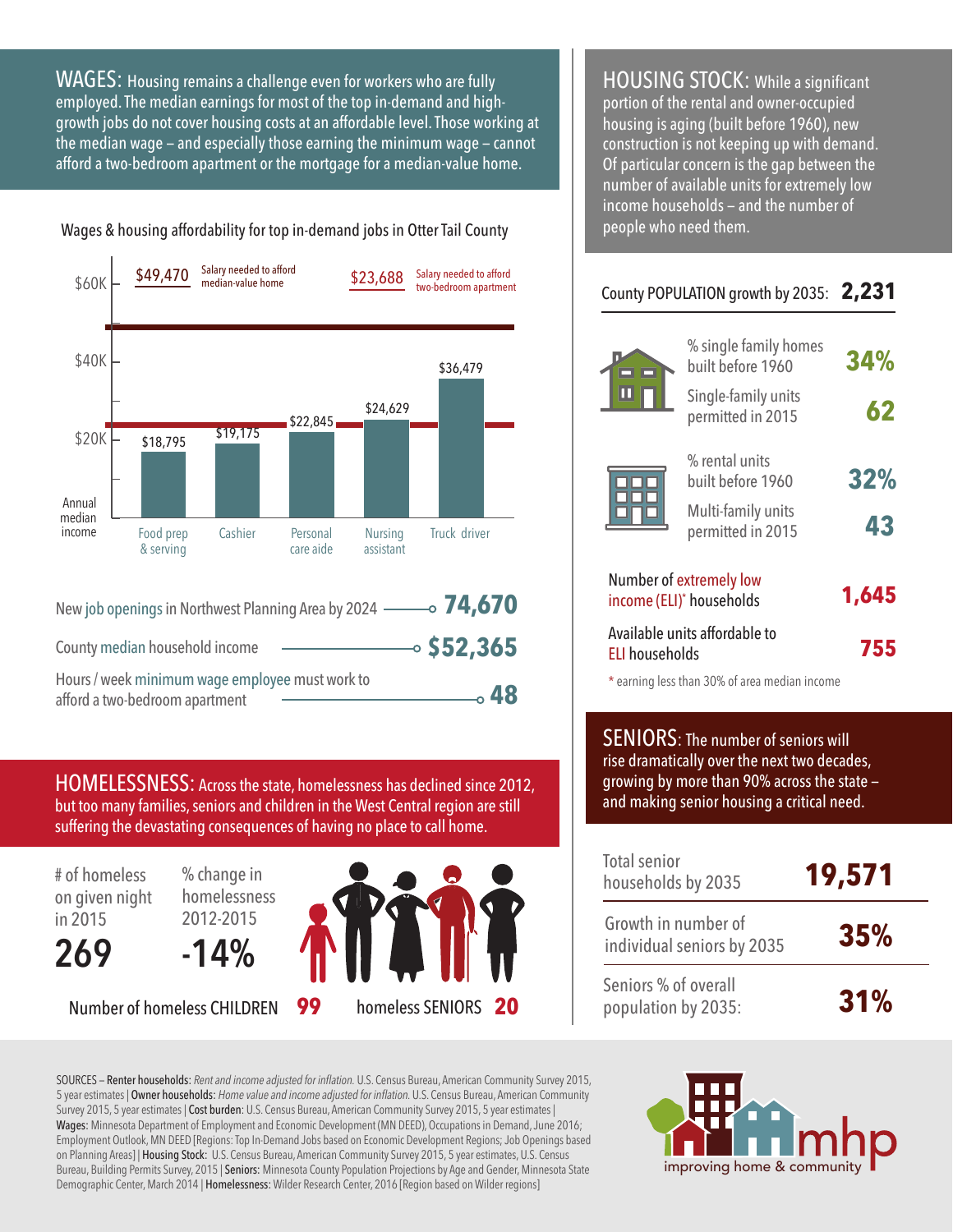## WAGES:

Housing remains a challenge even for workers who are fully employed. The median earnings for most of the top in-demand and high-growth jobs do not cover housing costs at an affordable level. Those working at the median wage – and especially those earning the minimum wage – cannot afford a two-bedroom apartment or the mortgage for a median-value home.

Wages & housing affordability for top in-demand jobs in Otter Tail County

$49,470 Salary needed to afford median-value home

$23,688 Salary needed to afford two-bedroom apartment

$60K
$40K
$20K
Annual median income

$18,795 Food prep & serving
$19,175 Cashier
$22,845 Personal care aide
$24,629 Nursing assistant
$36,479 Truck driver

New job openings in Northwest Planning Area by 2024 — **74,670**

County median household income — **$52,365**

Hours / week minimum wage employee must work to afford a two-bedroom apartment — **48**

## HOMELESSNESS:

Across the state, homelessness has declined since 2012, but too many families, seniors and children in the West Central region are still suffering the devastating consequences of having no place to call home.

# of homeless on given night in 2015
**269**

% change in homelessness 2012-2015
**-14%**

Number of homeless CHILDREN **99**

homeless SENIORS **20**

## HOUSING STOCK:

While a significant portion of the rental and owner-occupied housing is aging (built before 1960), new construction is not keeping up with demand. Of particular concern is the gap between the number of available units for extremely low income households – and the number of people who need them.

County POPULATION growth by 2035: **2,231**

| | |
|---|---|
| % single family homes built before 1960 | **34%** |
| Single-family units permitted in 2015 | **62** |
| % rental units built before 1960 | **32%** |
| Multi-family units permitted in 2015 | **43** |
| Number of extremely low income (ELI)* households | **1,645** |
| Available units affordable to ELI households | **755** |

\* earning less than 30% of area median income

## SENIORS:

The number of seniors will rise dramatically over the next two decades, growing by more than 90% across the state – and making senior housing a critical need.

| | |
|---|---|
| Total senior households by 2035 | **19,571** |
| Growth in number of individual seniors by 2035 | **35%** |
| Seniors % of overall population by 2035: | **31%** |

SOURCES – **Renter households**: *Rent and income adjusted for inflation.* U.S. Census Bureau, American Community Survey 2015, 5 year estimates | **Owner households**: *Home value and income adjusted for inflation.* U.S. Census Bureau, American Community Survey 2015, 5 year estimates | **Cost burden**: U.S. Census Bureau, American Community Survey 2015, 5 year estimates | **Wages**: Minnesota Department of Employment and Economic Development (MN DEED), Occupations in Demand, June 2016; Employment Outlook, MN DEED [Regions: Top In-Demand Jobs based on Economic Development Regions; Job Openings based on Planning Areas] | **Housing Stock**: U.S. Census Bureau, American Community Survey 2015, 5 year estimates, U.S. Census Bureau, Building Permits Survey, 2015 | **Seniors**: Minnesota County Population Projections by Age and Gender, Minnesota State Demographic Center, March 2014 | **Homelessness**: Wilder Research Center, 2016 [Region based on Wilder regions]

mhp improving home & community